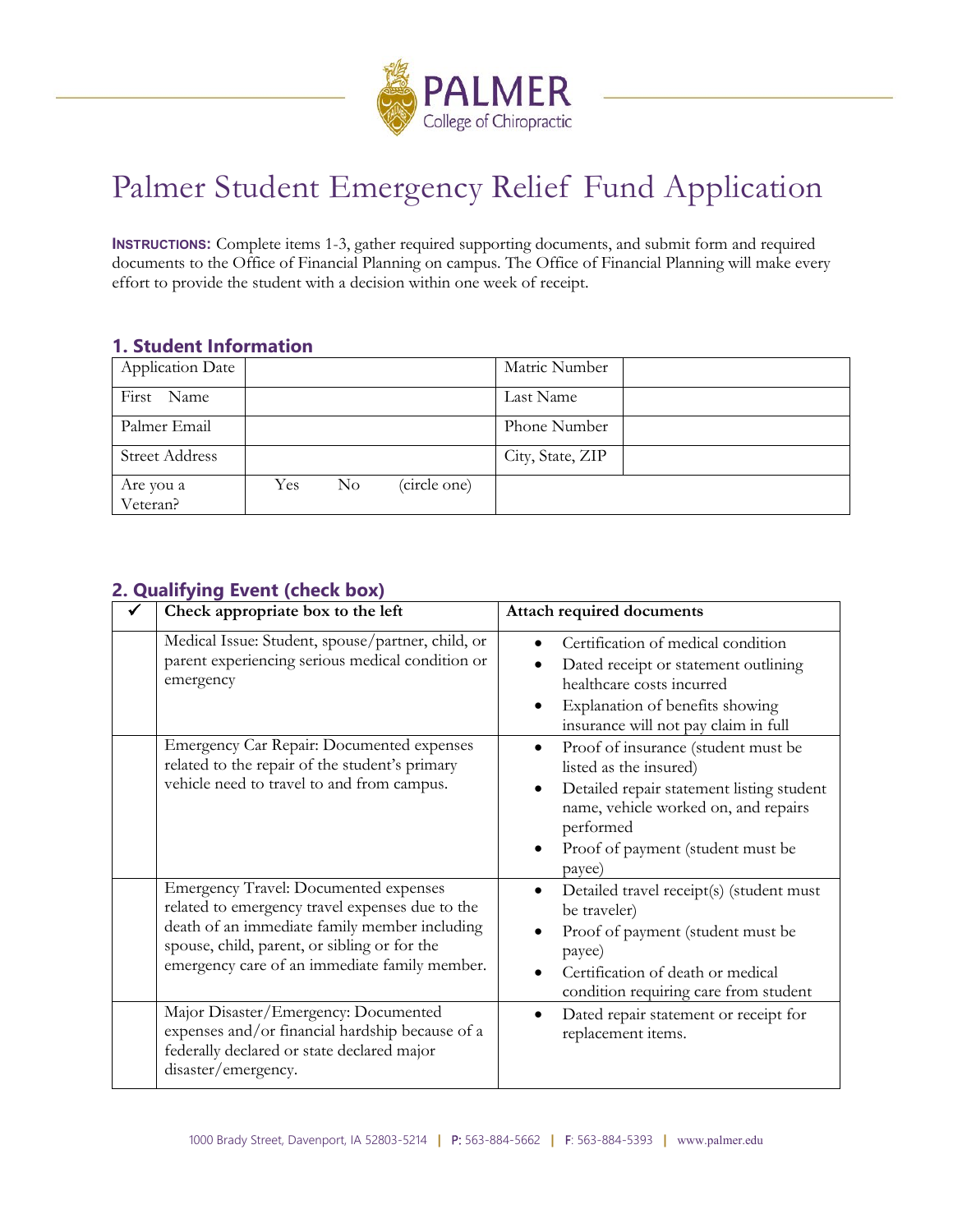# Palmer Student Emergency Relief Fund Application

**INSTRUCTIONS:** Complete items 1-3, gather required supporting documents, and submit form and required documents to the Office of Financial Planning on campus. The Office of Financial Planning will make every effort to provide the student with a decision within one week of receipt.

## 1. Student Information

| Application Date | | Matric Number | |
|---|---|---|---|
| First Name | | Last Name | |
| Palmer Email | | Phone Number | |
| Street Address | | City, State, ZIP | |
| Are you a Veteran? | Yes No (circle one) | | |

## 2. Qualifying Event (check box)

| ✓ | Check appropriate box to the left | Attach required documents |
|---|---|---|
| | Medical Issue: Student, spouse/partner, child, or parent experiencing serious medical condition or emergency | • Certification of medical condition<br>• Dated receipt or statement outlining healthcare costs incurred<br>• Explanation of benefits showing insurance will not pay claim in full |
| | Emergency Car Repair: Documented expenses related to the repair of the student's primary vehicle need to travel to and from campus. | • Proof of insurance (student must be listed as the insured)<br>• Detailed repair statement listing student name, vehicle worked on, and repairs performed<br>• Proof of payment (student must be payee) |
| | Emergency Travel: Documented expenses related to emergency travel expenses due to the death of an immediate family member including spouse, child, parent, or sibling or for the emergency care of an immediate family member. | • Detailed travel receipt(s) (student must be traveler)<br>• Proof of payment (student must be payee)<br>• Certification of death or medical condition requiring care from student |
| | Major Disaster/Emergency: Documented expenses and/or financial hardship because of a federally declared or state declared major disaster/emergency. | • Dated repair statement or receipt for replacement items. |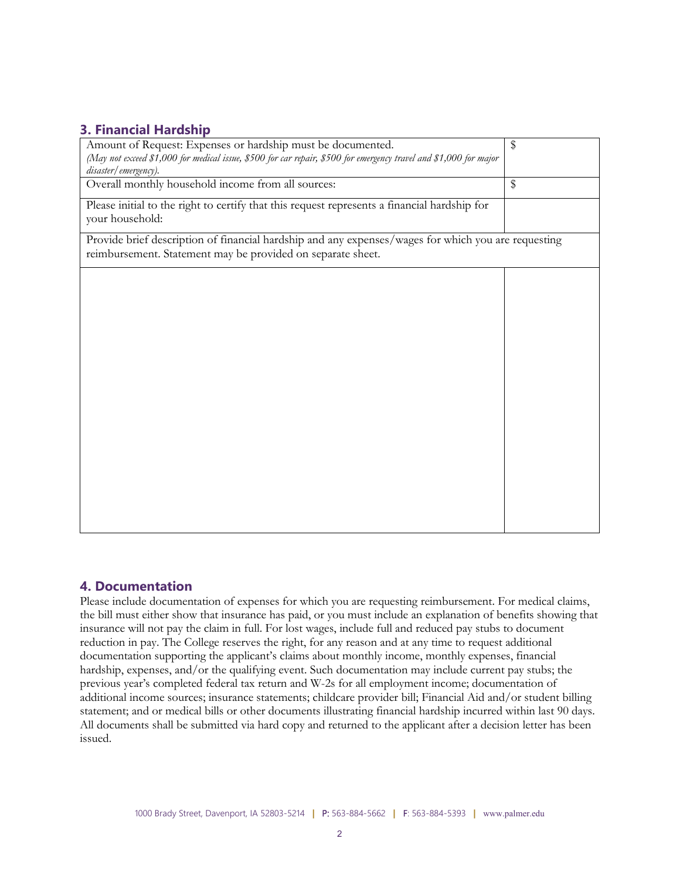## 3. Financial Hardship

| Amount of Request: Expenses or hardship must be documented. *(May not exceed $1,000 for medical issue, $500 for car repair, $500 for emergency travel and $1,000 for major disaster/emergency).* | $ |
| --- | --- |
| Overall monthly household income from all sources: | $ |
| Please initial to the right to certify that this request represents a financial hardship for your household: | |
| Provide brief description of financial hardship and any expenses/wages for which you are requesting reimbursement. Statement may be provided on separate sheet. | |
| | |

## 4. Documentation

Please include documentation of expenses for which you are requesting reimbursement. For medical claims, the bill must either show that insurance has paid, or you must include an explanation of benefits showing that insurance will not pay the claim in full. For lost wages, include full and reduced pay stubs to document reduction in pay. The College reserves the right, for any reason and at any time to request additional documentation supporting the applicant's claims about monthly income, monthly expenses, financial hardship, expenses, and/or the qualifying event. Such documentation may include current pay stubs; the previous year's completed federal tax return and W-2s for all employment income; documentation of additional income sources; insurance statements; childcare provider bill; Financial Aid and/or student billing statement; and or medical bills or other documents illustrating financial hardship incurred within last 90 days. All documents shall be submitted via hard copy and returned to the applicant after a decision letter has been issued.

1000 Brady Street, Davenport, IA 52803-5214 | P: 563-884-5662 | F: 563-884-5393 | www.palmer.edu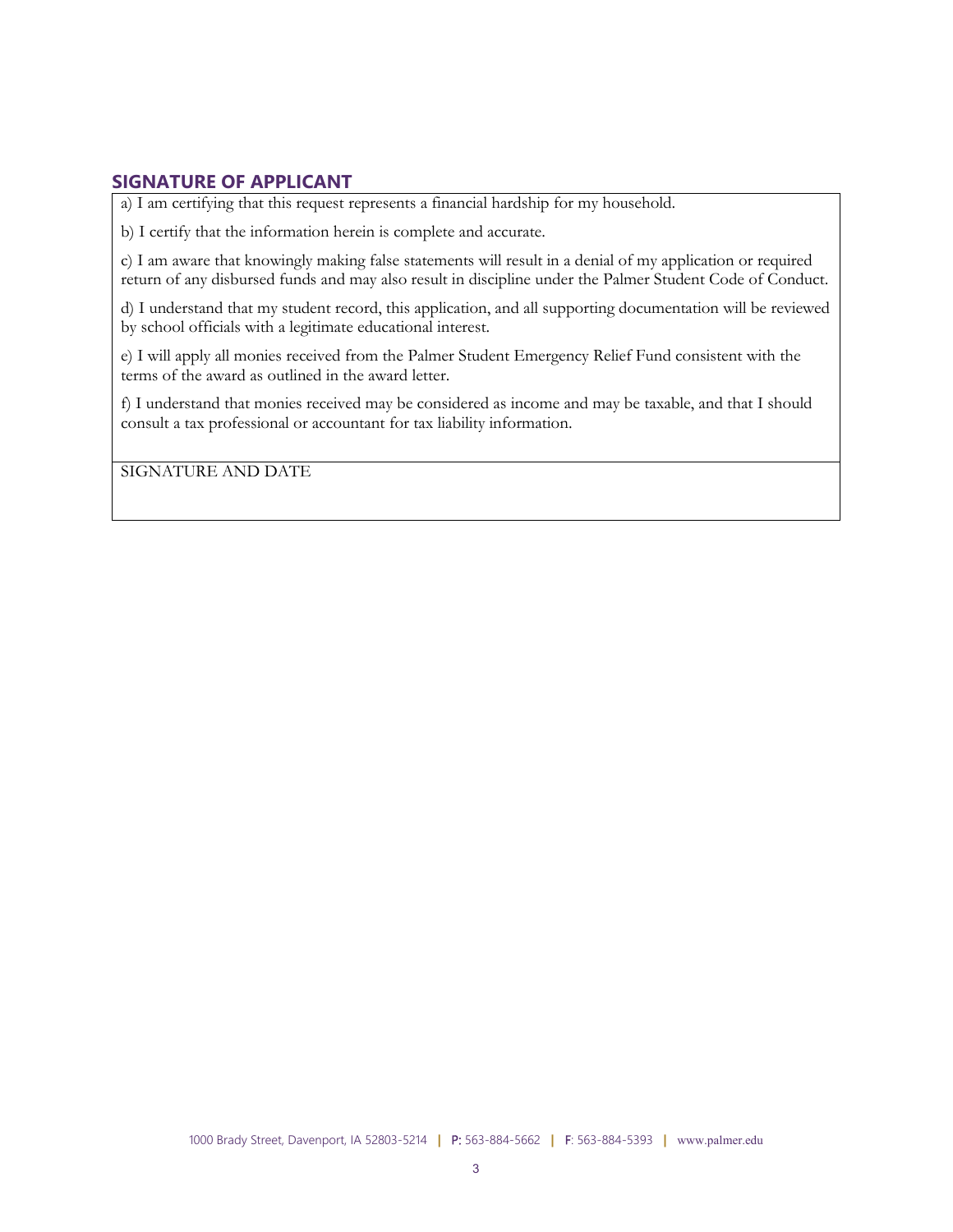## SIGNATURE OF APPLICANT

a) I am certifying that this request represents a financial hardship for my household.

b) I certify that the information herein is complete and accurate.

c) I am aware that knowingly making false statements will result in a denial of my application or required return of any disbursed funds and may also result in discipline under the Palmer Student Code of Conduct.

d) I understand that my student record, this application, and all supporting documentation will be reviewed by school officials with a legitimate educational interest.

e) I will apply all monies received from the Palmer Student Emergency Relief Fund consistent with the terms of the award as outlined in the award letter.

f) I understand that monies received may be considered as income and may be taxable, and that I should consult a tax professional or accountant for tax liability information.

SIGNATURE AND DATE

1000 Brady Street, Davenport, IA 52803-5214 | P: 563-884-5662 | F: 563-884-5393 | www.palmer.edu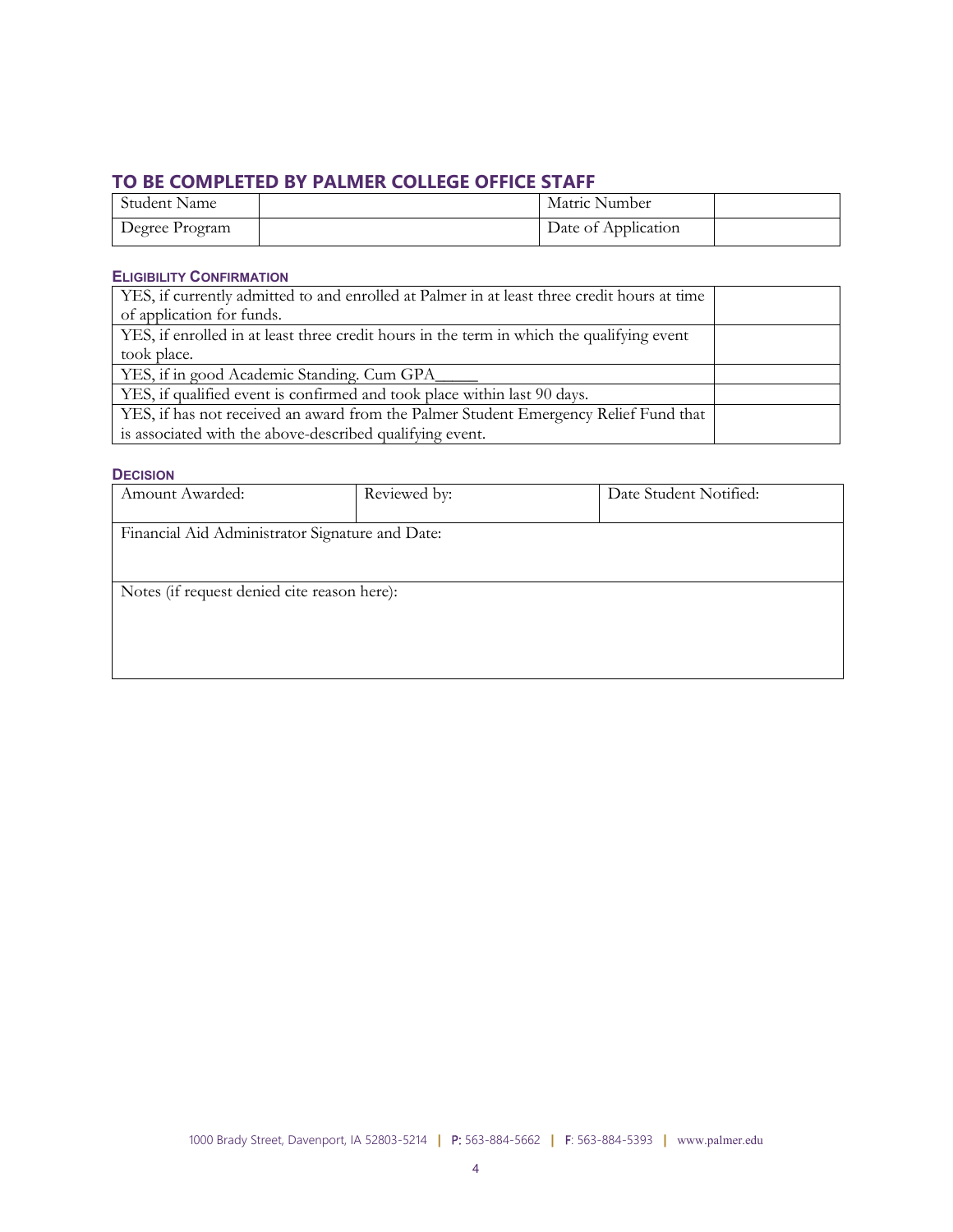## TO BE COMPLETED BY PALMER COLLEGE OFFICE STAFF

| | | | |
|---|---|---|---|
| Student Name | | Matric Number | |
| Degree Program | | Date of Application | |

### ELIGIBILITY CONFIRMATION

| | |
|---|---|
| YES, if currently admitted to and enrolled at Palmer in at least three credit hours at time of application for funds. | |
| YES, if enrolled in at least three credit hours in the term in which the qualifying event took place. | |
| YES, if in good Academic Standing. Cum GPA_____ | |
| YES, if qualified event is confirmed and took place within last 90 days. | |
| YES, if has not received an award from the Palmer Student Emergency Relief Fund that is associated with the above-described qualifying event. | |

### DECISION

| | | |
|---|---|---|
| Amount Awarded: | Reviewed by: | Date Student Notified: |
| Financial Aid Administrator Signature and Date: | | |
| Notes (if request denied cite reason here): | | |

1000 Brady Street, Davenport, IA 52803-5214 | P: 563-884-5662 | F: 563-884-5393 | www.palmer.edu